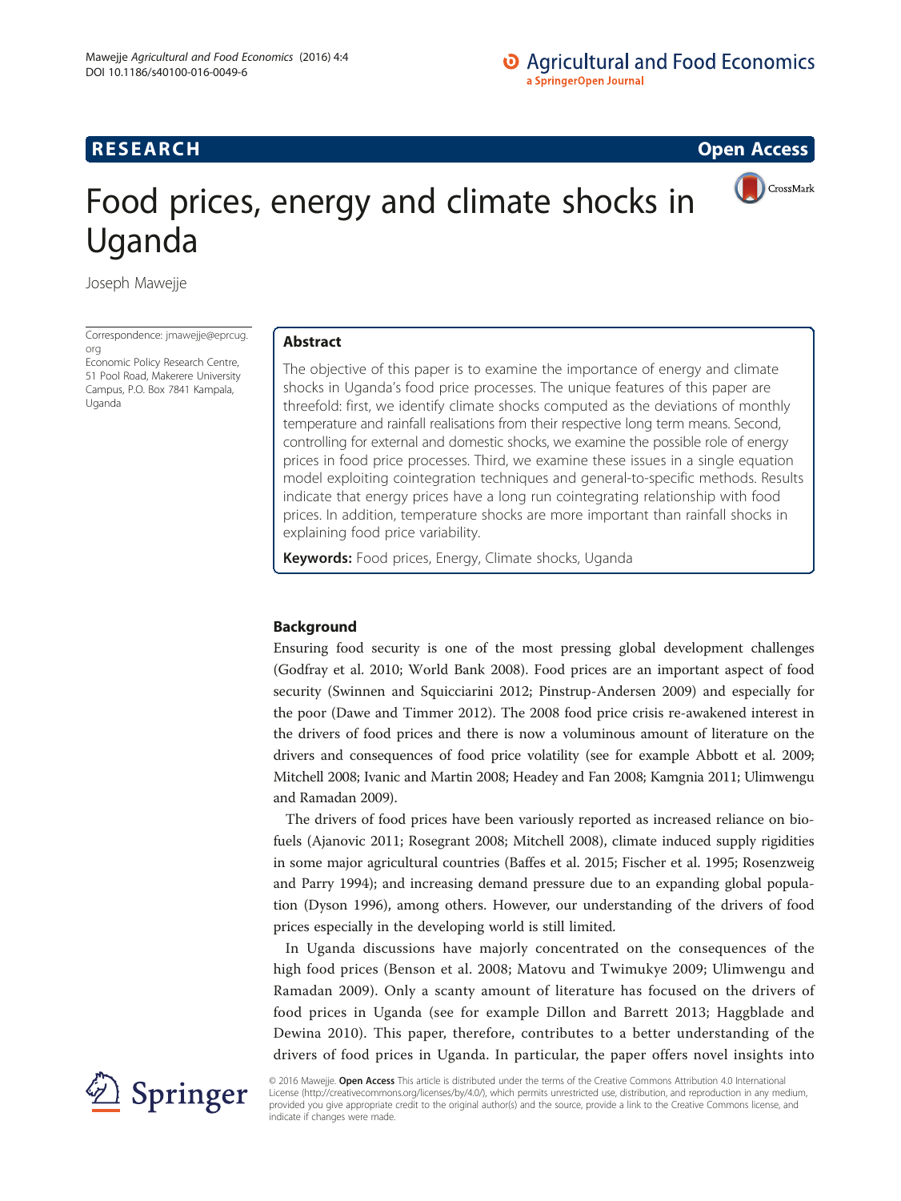RESEARCH Open Access

# Food prices, energy and climate shocks in Uganda

Joseph Mawejje

Correspondence: jmawejje@eprcug.org
Economic Policy Research Centre, 51 Pool Road, Makerere University Campus, P.O. Box 7841 Kampala, Uganda

## Abstract

The objective of this paper is to examine the importance of energy and climate shocks in Uganda's food price processes. The unique features of this paper are threefold: first, we identify climate shocks computed as the deviations of monthly temperature and rainfall realisations from their respective long term means. Second, controlling for external and domestic shocks, we examine the possible role of energy prices in food price processes. Third, we examine these issues in a single equation model exploiting cointegration techniques and general-to-specific methods. Results indicate that energy prices have a long run cointegrating relationship with food prices. In addition, temperature shocks are more important than rainfall shocks in explaining food price variability.

**Keywords:** Food prices, Energy, Climate shocks, Uganda

## Background

Ensuring food security is one of the most pressing global development challenges (Godfray et al. 2010; World Bank 2008). Food prices are an important aspect of food security (Swinnen and Squicciarini 2012; Pinstrup-Andersen 2009) and especially for the poor (Dawe and Timmer 2012). The 2008 food price crisis re-awakened interest in the drivers of food prices and there is now a voluminous amount of literature on the drivers and consequences of food price volatility (see for example Abbott et al. 2009; Mitchell 2008; Ivanic and Martin 2008; Headey and Fan 2008; Kamgnia 2011; Ulimwengu and Ramadan 2009).

The drivers of food prices have been variously reported as increased reliance on biofuels (Ajanovic 2011; Rosegrant 2008; Mitchell 2008), climate induced supply rigidities in some major agricultural countries (Baffes et al. 2015; Fischer et al. 1995; Rosenzweig and Parry 1994); and increasing demand pressure due to an expanding global population (Dyson 1996), among others. However, our understanding of the drivers of food prices especially in the developing world is still limited.

In Uganda discussions have majorly concentrated on the consequences of the high food prices (Benson et al. 2008; Matovu and Twimukye 2009; Ulimwengu and Ramadan 2009). Only a scanty amount of literature has focused on the drivers of food prices in Uganda (see for example Dillon and Barrett 2013; Haggblade and Dewina 2010). This paper, therefore, contributes to a better understanding of the drivers of food prices in Uganda. In particular, the paper offers novel insights into

© 2016 Mawejje. **Open Access** This article is distributed under the terms of the Creative Commons Attribution 4.0 International License (http://creativecommons.org/licenses/by/4.0/), which permits unrestricted use, distribution, and reproduction in any medium, provided you give appropriate credit to the original author(s) and the source, provide a link to the Creative Commons license, and indicate if changes were made.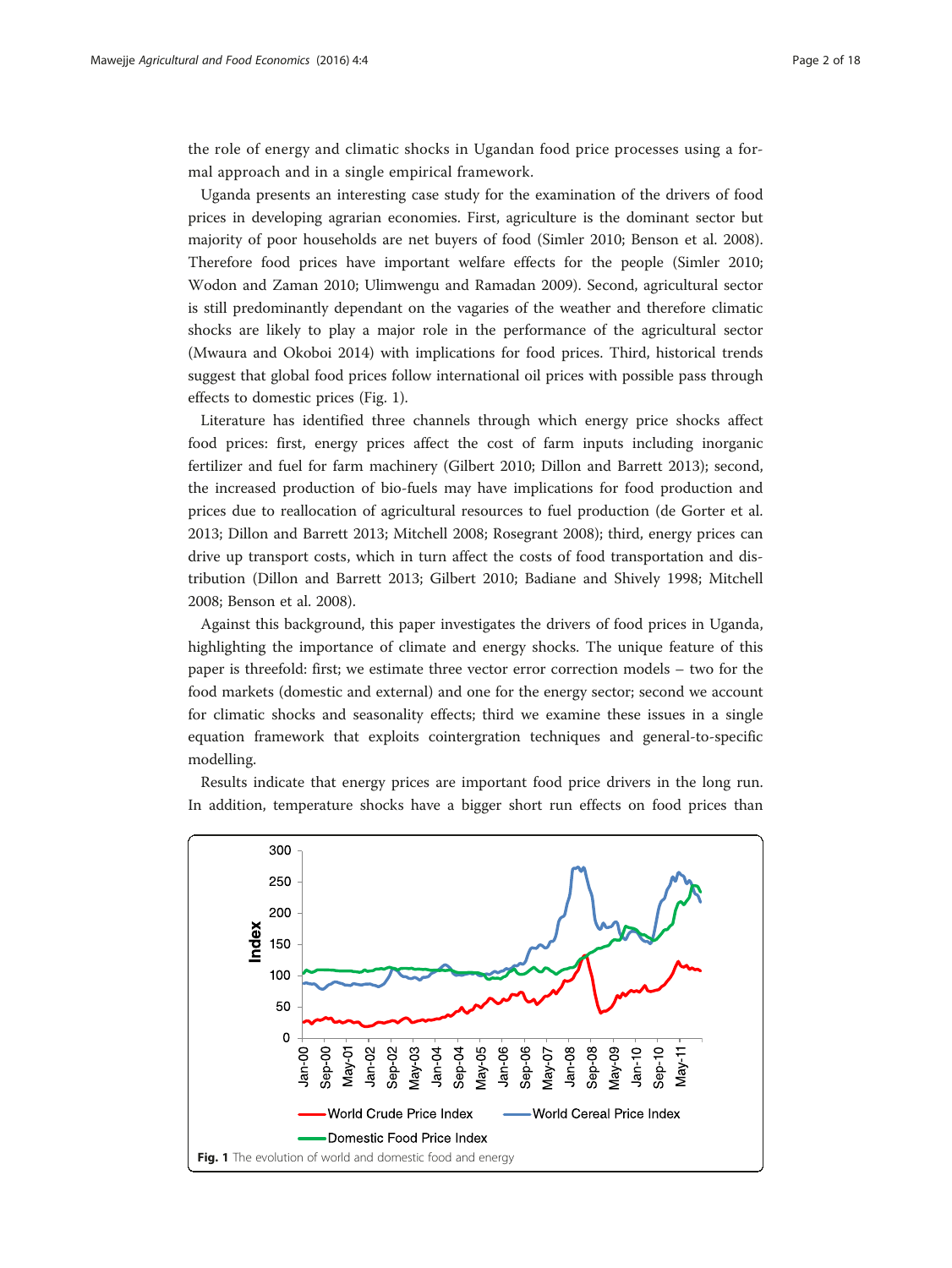the role of energy and climatic shocks in Ugandan food price processes using a formal approach and in a single empirical framework.

Uganda presents an interesting case study for the examination of the drivers of food prices in developing agrarian economies. First, agriculture is the dominant sector but majority of poor households are net buyers of food (Simler 2010; Benson et al. 2008). Therefore food prices have important welfare effects for the people (Simler 2010; Wodon and Zaman 2010; Ulimwengu and Ramadan 2009). Second, agricultural sector is still predominantly dependant on the vagaries of the weather and therefore climatic shocks are likely to play a major role in the performance of the agricultural sector (Mwaura and Okoboi 2014) with implications for food prices. Third, historical trends suggest that global food prices follow international oil prices with possible pass through effects to domestic prices (Fig. 1).

Literature has identified three channels through which energy price shocks affect food prices: first, energy prices affect the cost of farm inputs including inorganic fertilizer and fuel for farm machinery (Gilbert 2010; Dillon and Barrett 2013); second, the increased production of bio-fuels may have implications for food production and prices due to reallocation of agricultural resources to fuel production (de Gorter et al. 2013; Dillon and Barrett 2013; Mitchell 2008; Rosegrant 2008); third, energy prices can drive up transport costs, which in turn affect the costs of food transportation and distribution (Dillon and Barrett 2013; Gilbert 2010; Badiane and Shively 1998; Mitchell 2008; Benson et al. 2008).

Against this background, this paper investigates the drivers of food prices in Uganda, highlighting the importance of climate and energy shocks. The unique feature of this paper is threefold: first; we estimate three vector error correction models – two for the food markets (domestic and external) and one for the energy sector; second we account for climatic shocks and seasonality effects; third we examine these issues in a single equation framework that exploits cointergration techniques and general-to-specific modelling.

Results indicate that energy prices are important food price drivers in the long run. In addition, temperature shocks have a bigger short run effects on food prices than

**Fig. 1** The evolution of world and domestic food and energy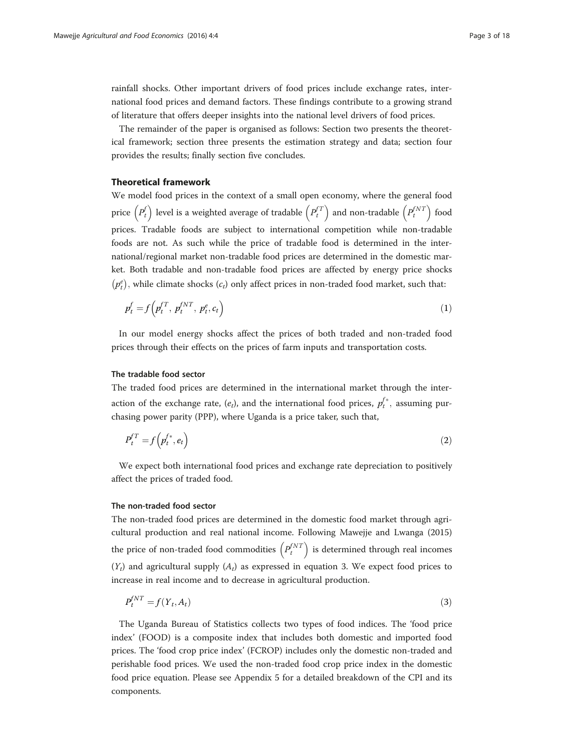rainfall shocks. Other important drivers of food prices include exchange rates, international food prices and demand factors. These findings contribute to a growing strand of literature that offers deeper insights into the national level drivers of food prices.

The remainder of the paper is organised as follows: Section two presents the theoretical framework; section three presents the estimation strategy and data; section four provides the results; finally section five concludes.

## Theoretical framework

We model food prices in the context of a small open economy, where the general food price $\left(P_t^f\right)$ level is a weighted average of tradable $\left(P_t^{fT}\right)$ and non-tradable $\left(P_t^{fNT}\right)$ food prices. Tradable foods are subject to international competition while non-tradable foods are not. As such while the price of tradable food is determined in the international/regional market non-tradable food prices are determined in the domestic market. Both tradable and non-tradable food prices are affected by energy price shocks $\left(p_t^e\right)$, while climate shocks $(c_t)$ only affect prices in non-traded food market, such that:

$$p_t^f = f\left(p_t^{fT},\ p_t^{fNT},\ p_t^e, c_t\right) \tag{1}$$

In our model energy shocks affect the prices of both traded and non-traded food prices through their effects on the prices of farm inputs and transportation costs.

### The tradable food sector

The traded food prices are determined in the international market through the interaction of the exchange rate, $(e_t)$, and the international food prices, $p_t^{f^*}$, assuming purchasing power parity (PPP), where Uganda is a price taker, such that,

$$P_t^{fT} = f\left(p_t^{f^*}, e_t\right) \tag{2}$$

We expect both international food prices and exchange rate depreciation to positively affect the prices of traded food.

### The non-traded food sector

The non-traded food prices are determined in the domestic food market through agricultural production and real national income. Following Mawejje and Lwanga (2015) the price of non-traded food commodities $\left(P_t^{fNT}\right)$ is determined through real incomes $(Y_t)$ and agricultural supply $(A_t)$ as expressed in equation 3. We expect food prices to increase in real income and to decrease in agricultural production.

$$P_t^{fNT} = f(Y_t, A_t) \tag{3}$$

The Uganda Bureau of Statistics collects two types of food indices. The 'food price index' (FOOD) is a composite index that includes both domestic and imported food prices. The 'food crop price index' (FCROP) includes only the domestic non-traded and perishable food prices. We used the non-traded food crop price index in the domestic food price equation. Please see Appendix 5 for a detailed breakdown of the CPI and its components.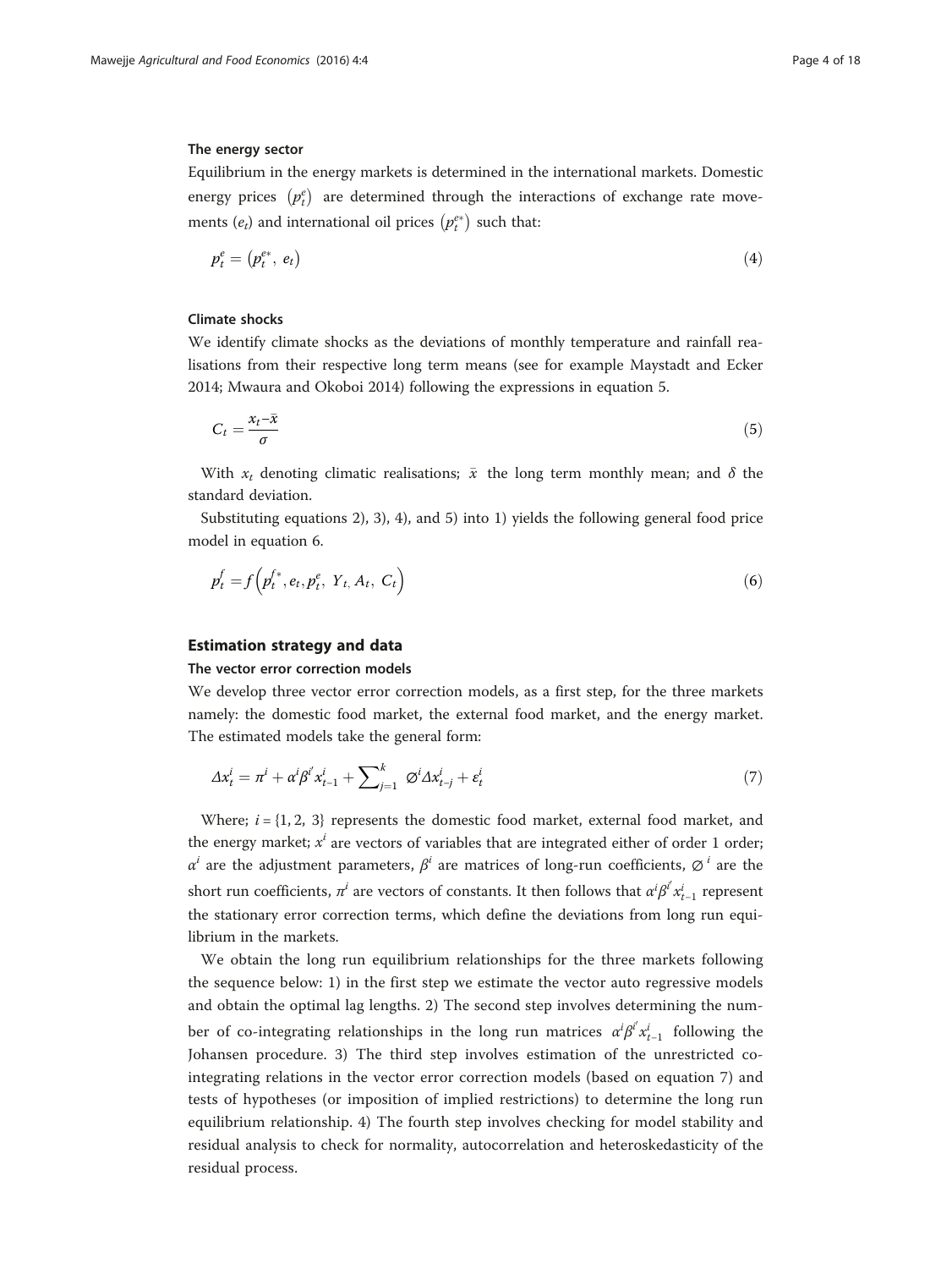### The energy sector

Equilibrium in the energy markets is determined in the international markets. Domestic energy prices $\left(p_t^e\right)$ are determined through the interactions of exchange rate movements $(e_t)$ and international oil prices $\left(p_t^{e*}\right)$ such that:

$$p_t^e = \left(p_t^{e*},\ e_t\right) \tag{4}$$

### Climate shocks

We identify climate shocks as the deviations of monthly temperature and rainfall realisations from their respective long term means (see for example Maystadt and Ecker 2014; Mwaura and Okoboi 2014) following the expressions in equation 5.

$$C_t = \frac{x_t - \bar{x}}{\sigma} \tag{5}$$

With $x_t$ denoting climatic realisations; $\bar{x}$ the long term monthly mean; and $\delta$ the standard deviation.

Substituting equations 2), 3), 4), and 5) into 1) yields the following general food price model in equation 6.

$$p_t^f = f\left(p_t^{f*}, e_t, p_t^e,\ Y_{t,}\ A_t,\ C_t\right) \tag{6}$$

## Estimation strategy and data

### The vector error correction models

We develop three vector error correction models, as a first step, for the three markets namely: the domestic food market, the external food market, and the energy market. The estimated models take the general form:

$$\Delta x_t^i = \pi^i + \alpha^i \beta^{i'} x_{t-1}^i + \sum_{j=1}^{k} \varnothing^i \Delta x_{t-j}^i + \varepsilon_t^i \tag{7}$$

Where; $i = \{1, 2, 3\}$ represents the domestic food market, external food market, and the energy market; $x^i$ are vectors of variables that are integrated either of order 1 order; $\alpha^i$ are the adjustment parameters, $\beta^i$ are matrices of long-run coefficients, $\varnothing^i$ are the short run coefficients, $\pi^i$ are vectors of constants. It then follows that $\alpha^i \beta^{i'} x_{t-1}^i$ represent the stationary error correction terms, which define the deviations from long run equilibrium in the markets.

We obtain the long run equilibrium relationships for the three markets following the sequence below: 1) in the first step we estimate the vector auto regressive models and obtain the optimal lag lengths. 2) The second step involves determining the number of co-integrating relationships in the long run matrices $\alpha^i \beta^{i'} x_{t-1}^i$ following the Johansen procedure. 3) The third step involves estimation of the unrestricted co-integrating relations in the vector error correction models (based on equation 7) and tests of hypotheses (or imposition of implied restrictions) to determine the long run equilibrium relationship. 4) The fourth step involves checking for model stability and residual analysis to check for normality, autocorrelation and heteroskedasticity of the residual process.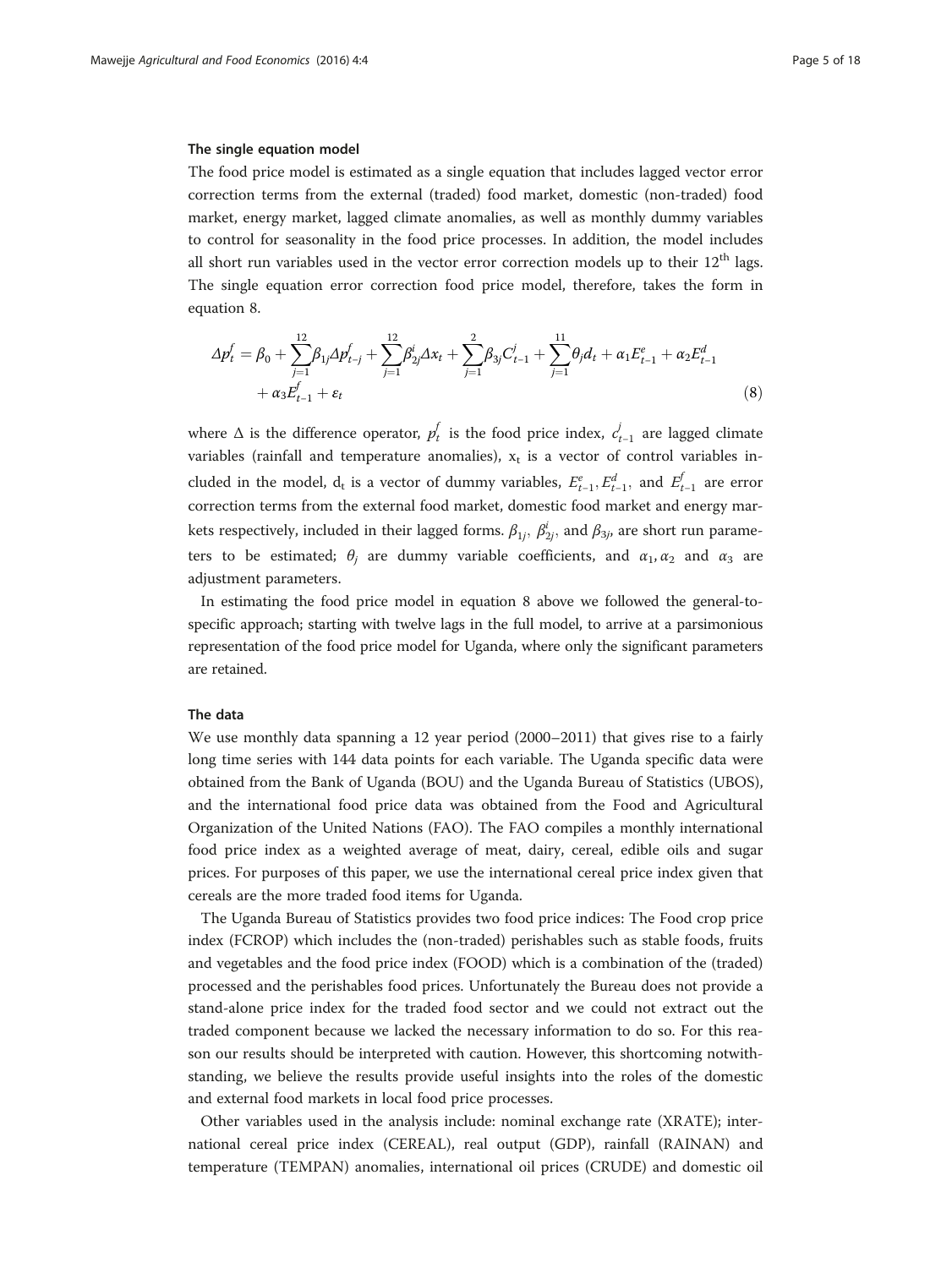### The single equation model

The food price model is estimated as a single equation that includes lagged vector error correction terms from the external (traded) food market, domestic (non-traded) food market, energy market, lagged climate anomalies, as well as monthly dummy variables to control for seasonality in the food price processes. In addition, the model includes all short run variables used in the vector error correction models up to their 12[th] lags. The single equation error correction food price model, therefore, takes the form in equation 8.

$$\Delta p_t^f = \beta_0 + \sum_{j=1}^{12} \beta_{1j} \Delta p_{t-j}^f + \sum_{j=1}^{12} \beta_{2j}^i \Delta x_t + \sum_{j=1}^{2} \beta_{3j} C_{t-1}^j + \sum_{j=1}^{11} \theta_j d_t + \alpha_1 E_{t-1}^e + \alpha_2 E_{t-1}^d + \alpha_3 E_{t-1}^f + \varepsilon_t \tag{8}$$

where $\Delta$ is the difference operator, $p_t^f$ is the food price index, $c_{t-1}^j$ are lagged climate variables (rainfall and temperature anomalies), $x_t$ is a vector of control variables included in the model, $d_t$ is a vector of dummy variables, $E_{t-1}^e, E_{t-1}^d$, and $E_{t-1}^f$ are error correction terms from the external food market, domestic food market and energy markets respectively, included in their lagged forms. $\beta_{1j}$, $\beta_{2j}^i$, and $\beta_{3j}$, are short run parameters to be estimated; $\theta_j$ are dummy variable coefficients, and $\alpha_1, \alpha_2$ and $\alpha_3$ are adjustment parameters.

In estimating the food price model in equation 8 above we followed the general-to-specific approach; starting with twelve lags in the full model, to arrive at a parsimonious representation of the food price model for Uganda, where only the significant parameters are retained.

### The data

We use monthly data spanning a 12 year period (2000–2011) that gives rise to a fairly long time series with 144 data points for each variable. The Uganda specific data were obtained from the Bank of Uganda (BOU) and the Uganda Bureau of Statistics (UBOS), and the international food price data was obtained from the Food and Agricultural Organization of the United Nations (FAO). The FAO compiles a monthly international food price index as a weighted average of meat, dairy, cereal, edible oils and sugar prices. For purposes of this paper, we use the international cereal price index given that cereals are the more traded food items for Uganda.

The Uganda Bureau of Statistics provides two food price indices: The Food crop price index (FCROP) which includes the (non-traded) perishables such as stable foods, fruits and vegetables and the food price index (FOOD) which is a combination of the (traded) processed and the perishables food prices. Unfortunately the Bureau does not provide a stand-alone price index for the traded food sector and we could not extract out the traded component because we lacked the necessary information to do so. For this reason our results should be interpreted with caution. However, this shortcoming notwithstanding, we believe the results provide useful insights into the roles of the domestic and external food markets in local food price processes.

Other variables used in the analysis include: nominal exchange rate (XRATE); international cereal price index (CEREAL), real output (GDP), rainfall (RAINAN) and temperature (TEMPAN) anomalies, international oil prices (CRUDE) and domestic oil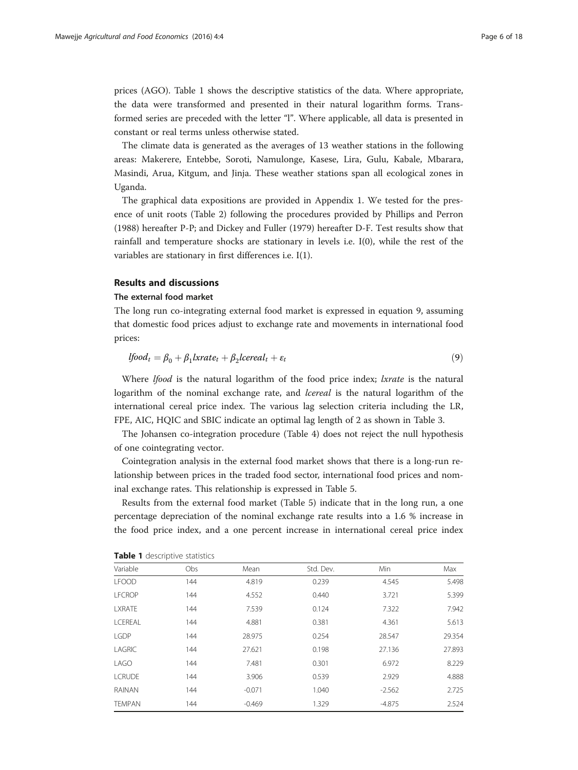prices (AGO). Table 1 shows the descriptive statistics of the data. Where appropriate, the data were transformed and presented in their natural logarithm forms. Transformed series are preceded with the letter "l". Where applicable, all data is presented in constant or real terms unless otherwise stated.

The climate data is generated as the averages of 13 weather stations in the following areas: Makerere, Entebbe, Soroti, Namulonge, Kasese, Lira, Gulu, Kabale, Mbarara, Masindi, Arua, Kitgum, and Jinja. These weather stations span all ecological zones in Uganda.

The graphical data expositions are provided in Appendix 1. We tested for the presence of unit roots (Table 2) following the procedures provided by Phillips and Perron (1988) hereafter P-P; and Dickey and Fuller (1979) hereafter D-F. Test results show that rainfall and temperature shocks are stationary in levels i.e. I(0), while the rest of the variables are stationary in first differences i.e. I(1).

## Results and discussions

### The external food market

The long run co-integrating external food market is expressed in equation 9, assuming that domestic food prices adjust to exchange rate and movements in international food prices:

$$lfood_t = \beta_0 + \beta_1 lxrate_t + \beta_2 lcereal_t + \varepsilon_t \tag{9}$$

Where *lfood* is the natural logarithm of the food price index; *lxrate* is the natural logarithm of the nominal exchange rate, and *lcereal* is the natural logarithm of the international cereal price index. The various lag selection criteria including the LR, FPE, AIC, HQIC and SBIC indicate an optimal lag length of 2 as shown in Table 3.

The Johansen co-integration procedure (Table 4) does not reject the null hypothesis of one cointegrating vector.

Cointegration analysis in the external food market shows that there is a long-run relationship between prices in the traded food sector, international food prices and nominal exchange rates. This relationship is expressed in Table 5.

Results from the external food market (Table 5) indicate that in the long run, a one percentage depreciation of the nominal exchange rate results into a 1.6 % increase in the food price index, and a one percent increase in international cereal price index

**Table 1** descriptive statistics

| Variable | Obs | Mean | Std. Dev. | Min | Max |
|---|---|---|---|---|---|
| LFOOD | 144 | 4.819 | 0.239 | 4.545 | 5.498 |
| LFCROP | 144 | 4.552 | 0.440 | 3.721 | 5.399 |
| LXRATE | 144 | 7.539 | 0.124 | 7.322 | 7.942 |
| LCEREAL | 144 | 4.881 | 0.381 | 4.361 | 5.613 |
| LGDP | 144 | 28.975 | 0.254 | 28.547 | 29.354 |
| LAGRIC | 144 | 27.621 | 0.198 | 27.136 | 27.893 |
| LAGO | 144 | 7.481 | 0.301 | 6.972 | 8.229 |
| LCRUDE | 144 | 3.906 | 0.539 | 2.929 | 4.888 |
| RAINAN | 144 | -0.071 | 1.040 | -2.562 | 2.725 |
| TEMPAN | 144 | -0.469 | 1.329 | -4.875 | 2.524 |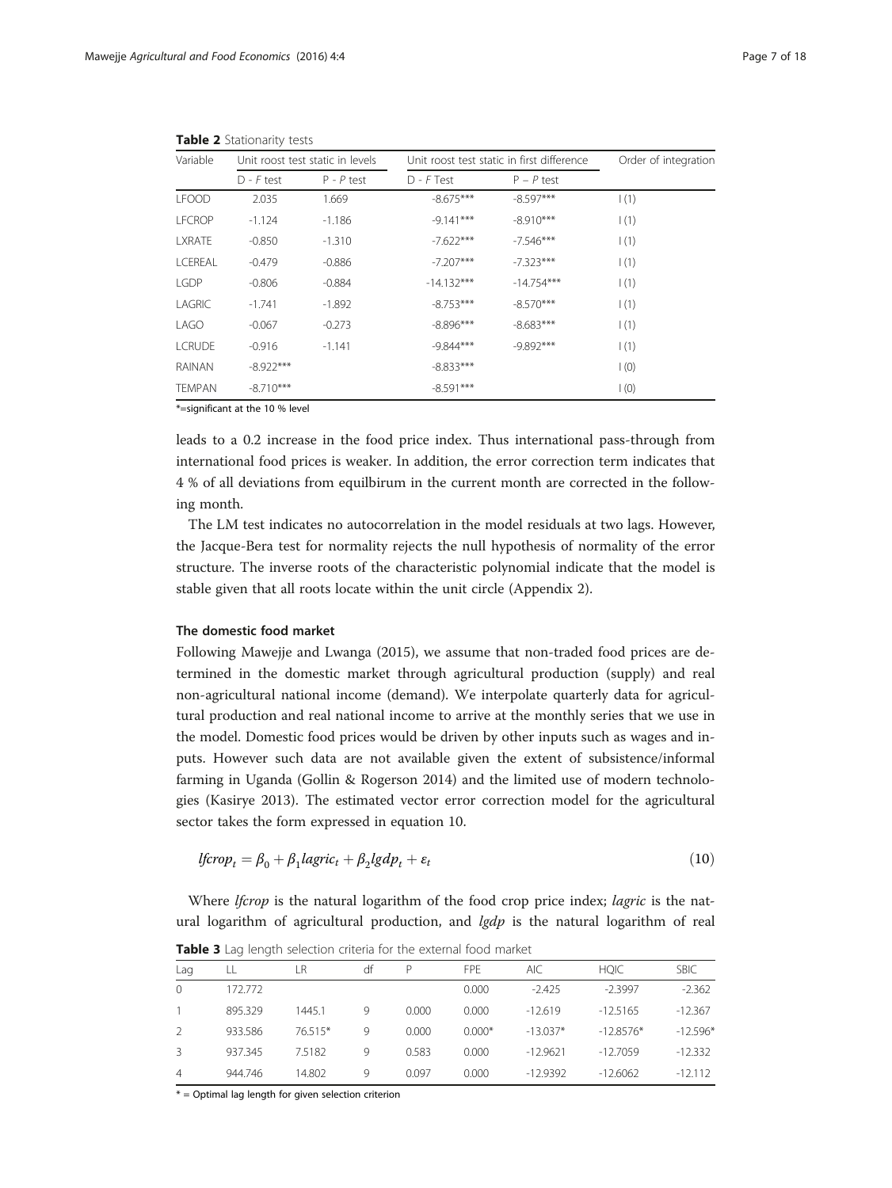**Table 2** Stationarity tests

| Variable | Unit roost test static in levels | | Unit roost test static in first difference | | Order of integration |
|---|---|---|---|---|---|
| | D - *F* test | P - *P* test | D - *F* Test | P − *P* test | |
| LFOOD | 2.035 | 1.669 | -8.675*** | -8.597*** | I(1) |
| LFCROP | -1.124 | -1.186 | -9.141*** | -8.910*** | I(1) |
| LXRATE | -0.850 | -1.310 | -7.622*** | -7.546*** | I(1) |
| LCEREAL | -0.479 | -0.886 | -7.207*** | -7.323*** | I(1) |
| LGDP | -0.806 | -0.884 | -14.132*** | -14.754*** | I(1) |
| LAGRIC | -1.741 | -1.892 | -8.753*** | -8.570*** | I(1) |
| LAGO | -0.067 | -0.273 | -8.896*** | -8.683*** | I(1) |
| LCRUDE | -0.916 | -1.141 | -9.844*** | -9.892*** | I(1) |
| RAINAN | -8.922*** | | -8.833*** | | I(0) |
| TEMPAN | -8.710*** | | -8.591*** | | I(0) |

*=significant at the 10 % level

leads to a 0.2 increase in the food price index. Thus international pass-through from international food prices is weaker. In addition, the error correction term indicates that 4 % of all deviations from equilbirum in the current month are corrected in the following month.

The LM test indicates no autocorrelation in the model residuals at two lags. However, the Jacque-Bera test for normality rejects the null hypothesis of normality of the error structure. The inverse roots of the characteristic polynomial indicate that the model is stable given that all roots locate within the unit circle (Appendix 2).

#### The domestic food market

Following Mawejje and Lwanga (2015), we assume that non-traded food prices are determined in the domestic market through agricultural production (supply) and real non-agricultural national income (demand). We interpolate quarterly data for agricultural production and real national income to arrive at the monthly series that we use in the model. Domestic food prices would be driven by other inputs such as wages and inputs. However such data are not available given the extent of subsistence/informal farming in Uganda (Gollin & Rogerson 2014) and the limited use of modern technologies (Kasirye 2013). The estimated vector error correction model for the agricultural sector takes the form expressed in equation 10.

$$lfcrop_t = \beta_0 + \beta_1 lagric_t + \beta_2 lgdp_t + \varepsilon_t \tag{10}$$

Where *lfcrop* is the natural logarithm of the food crop price index; *lagric* is the natural logarithm of agricultural production, and *lgdp* is the natural logarithm of real

**Table 3** Lag length selection criteria for the external food market

| Lag | LL | LR | df | P | FPE | AIC | HQIC | SBIC |
|---|---|---|---|---|---|---|---|---|
| 0 | 172.772 | | | | 0.000 | -2.425 | -2.3997 | -2.362 |
| 1 | 895.329 | 1445.1 | 9 | 0.000 | 0.000 | -12.619 | -12.5165 | -12.367 |
| 2 | 933.586 | 76.515* | 9 | 0.000 | 0.000* | -13.037* | -12.8576* | -12.596* |
| 3 | 937.345 | 7.5182 | 9 | 0.583 | 0.000 | -12.9621 | -12.7059 | -12.332 |
| 4 | 944.746 | 14.802 | 9 | 0.097 | 0.000 | -12.9392 | -12.6062 | -12.112 |

* = Optimal lag length for given selection criterion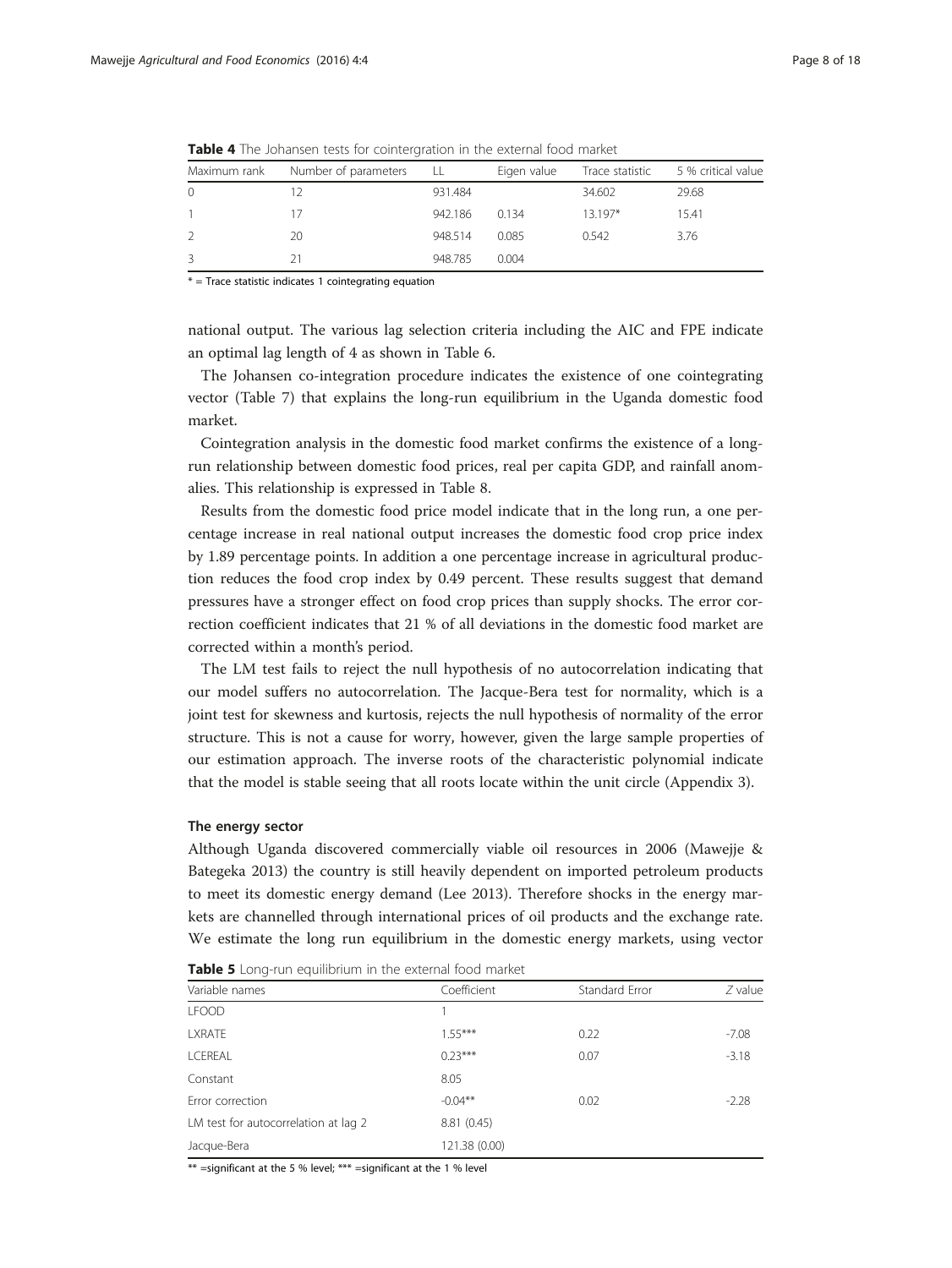**Table 4** The Johansen tests for cointergration in the external food market

| Maximum rank | Number of parameters | LL | Eigen value | Trace statistic | 5 % critical value |
|---|---|---|---|---|---|
| 0 | 12 | 931.484 | | 34.602 | 29.68 |
| 1 | 17 | 942.186 | 0.134 | 13.197* | 15.41 |
| 2 | 20 | 948.514 | 0.085 | 0.542 | 3.76 |
| 3 | 21 | 948.785 | 0.004 | | |

* = Trace statistic indicates 1 cointegrating equation

national output. The various lag selection criteria including the AIC and FPE indicate an optimal lag length of 4 as shown in Table 6.

The Johansen co-integration procedure indicates the existence of one cointegrating vector (Table 7) that explains the long-run equilibrium in the Uganda domestic food market.

Cointegration analysis in the domestic food market confirms the existence of a long-run relationship between domestic food prices, real per capita GDP, and rainfall anomalies. This relationship is expressed in Table 8.

Results from the domestic food price model indicate that in the long run, a one percentage increase in real national output increases the domestic food crop price index by 1.89 percentage points. In addition a one percentage increase in agricultural production reduces the food crop index by 0.49 percent. These results suggest that demand pressures have a stronger effect on food crop prices than supply shocks. The error correction coefficient indicates that 21 % of all deviations in the domestic food market are corrected within a month's period.

The LM test fails to reject the null hypothesis of no autocorrelation indicating that our model suffers no autocorrelation. The Jacque-Bera test for normality, which is a joint test for skewness and kurtosis, rejects the null hypothesis of normality of the error structure. This is not a cause for worry, however, given the large sample properties of our estimation approach. The inverse roots of the characteristic polynomial indicate that the model is stable seeing that all roots locate within the unit circle (Appendix 3).

### The energy sector

Although Uganda discovered commercially viable oil resources in 2006 (Mawejje & Bategeka 2013) the country is still heavily dependent on imported petroleum products to meet its domestic energy demand (Lee 2013). Therefore shocks in the energy markets are channelled through international prices of oil products and the exchange rate. We estimate the long run equilibrium in the domestic energy markets, using vector

**Table 5** Long-run equilibrium in the external food market

| Variable names | Coefficient | Standard Error | *Z* value |
|---|---|---|---|
| LFOOD | 1 | | |
| LXRATE | 1.55*** | 0.22 | -7.08 |
| LCEREAL | 0.23*** | 0.07 | -3.18 |
| Constant | 8.05 | | |
| Error correction | -0.04** | 0.02 | -2.28 |
| LM test for autocorrelation at lag 2 | 8.81 (0.45) | | |
| Jacque-Bera | 121.38 (0.00) | | |

** =significant at the 5 % level; *** =significant at the 1 % level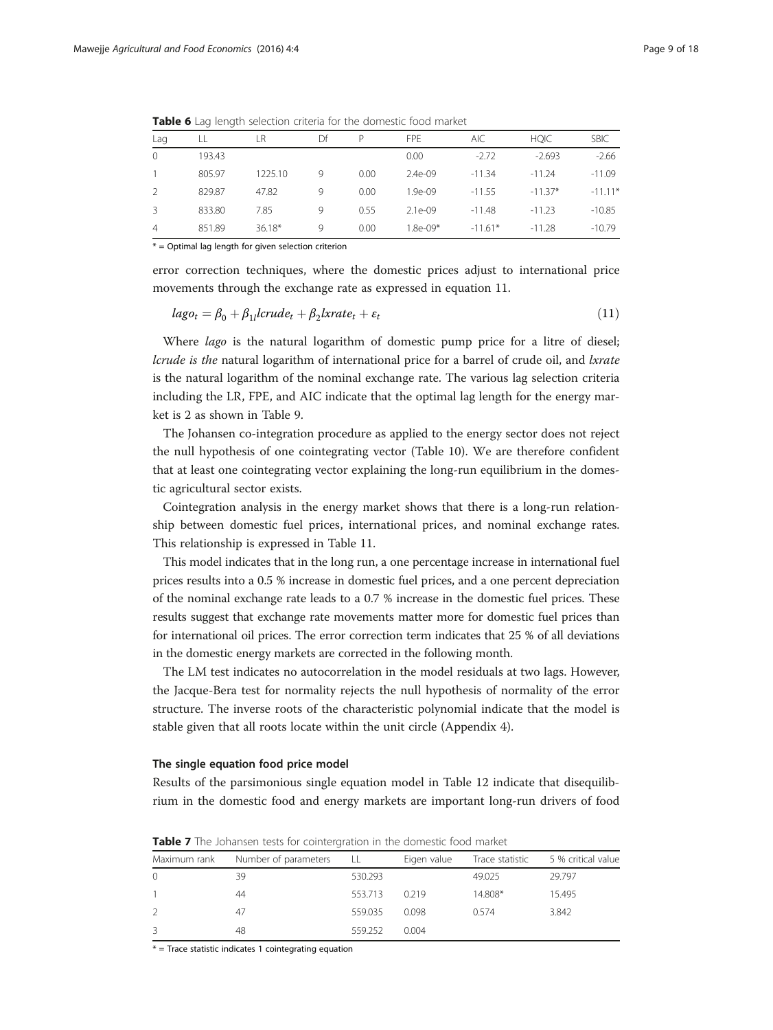**Table 6** Lag length selection criteria for the domestic food market

| Lag | LL | LR | Df | P | FPE | AIC | HQIC | SBIC |
|---|---|---|---|---|---|---|---|---|
| 0 | 193.43 | | | | 0.00 | -2.72 | -2.693 | -2.66 |
| 1 | 805.97 | 1225.10 | 9 | 0.00 | 2.4e-09 | -11.34 | -11.24 | -11.09 |
| 2 | 829.87 | 47.82 | 9 | 0.00 | 1.9e-09 | -11.55 | -11.37* | -11.11* |
| 3 | 833.80 | 7.85 | 9 | 0.55 | 2.1e-09 | -11.48 | -11.23 | -10.85 |
| 4 | 851.89 | 36.18* | 9 | 0.00 | 1.8e-09* | -11.61* | -11.28 | -10.79 |

* = Optimal lag length for given selection criterion

error correction techniques, where the domestic prices adjust to international price movements through the exchange rate as expressed in equation 11.

$$lago_t = \beta_0 + \beta_{1l} lcrude_t + \beta_2 lxrate_t + \varepsilon_t \tag{11}$$

Where *lago* is the natural logarithm of domestic pump price for a litre of diesel; *lcrude is the* natural logarithm of international price for a barrel of crude oil, and *lxrate* is the natural logarithm of the nominal exchange rate. The various lag selection criteria including the LR, FPE, and AIC indicate that the optimal lag length for the energy market is 2 as shown in Table 9.

The Johansen co-integration procedure as applied to the energy sector does not reject the null hypothesis of one cointegrating vector (Table 10). We are therefore confident that at least one cointegrating vector explaining the long-run equilibrium in the domestic agricultural sector exists.

Cointegration analysis in the energy market shows that there is a long-run relationship between domestic fuel prices, international prices, and nominal exchange rates. This relationship is expressed in Table 11.

This model indicates that in the long run, a one percentage increase in international fuel prices results into a 0.5 % increase in domestic fuel prices, and a one percent depreciation of the nominal exchange rate leads to a 0.7 % increase in the domestic fuel prices. These results suggest that exchange rate movements matter more for domestic fuel prices than for international oil prices. The error correction term indicates that 25 % of all deviations in the domestic energy markets are corrected in the following month.

The LM test indicates no autocorrelation in the model residuals at two lags. However, the Jacque-Bera test for normality rejects the null hypothesis of normality of the error structure. The inverse roots of the characteristic polynomial indicate that the model is stable given that all roots locate within the unit circle (Appendix 4).

#### The single equation food price model

Results of the parsimonious single equation model in Table 12 indicate that disequilibrium in the domestic food and energy markets are important long-run drivers of food

**Table 7** The Johansen tests for cointergration in the domestic food market

| Maximum rank | Number of parameters | LL | Eigen value | Trace statistic | 5 % critical value |
|---|---|---|---|---|---|
| 0 | 39 | 530.293 | | 49.025 | 29.797 |
| 1 | 44 | 553.713 | 0.219 | 14.808* | 15.495 |
| 2 | 47 | 559.035 | 0.098 | 0.574 | 3.842 |
| 3 | 48 | 559.252 | 0.004 | | |

* = Trace statistic indicates 1 cointegrating equation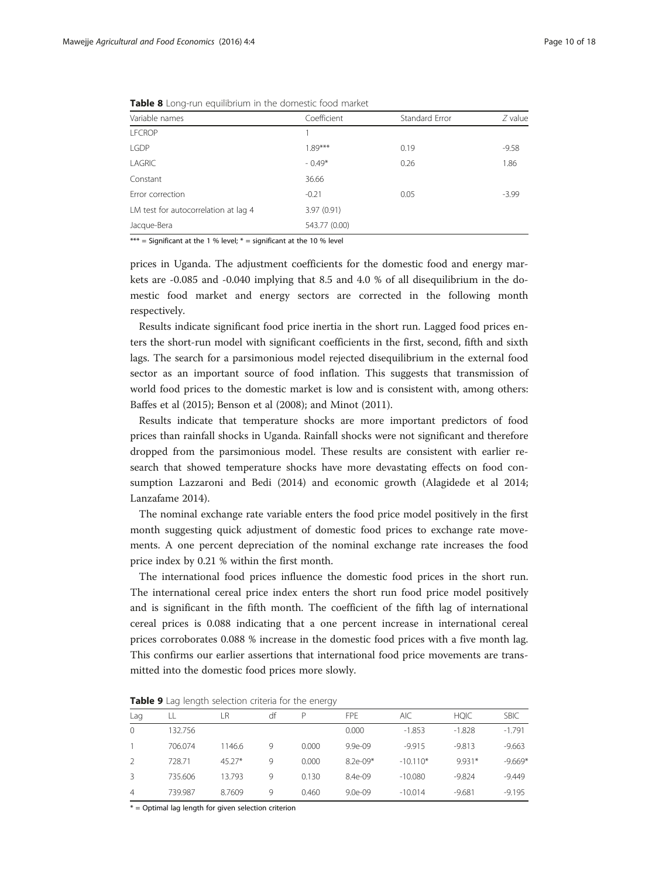**Table 8** Long-run equilibrium in the domestic food market

| Variable names | Coefficient | Standard Error | *Z* value |
| --- | --- | --- | --- |
| LFCROP | 1 | | |
| LGDP | 1.89*** | 0.19 | -9.58 |
| LAGRIC | - 0.49* | 0.26 | 1.86 |
| Constant | 36.66 | | |
| Error correction | -0.21 | 0.05 | -3.99 |
| LM test for autocorrelation at lag 4 | 3.97 (0.91) | | |
| Jacque-Bera | 543.77 (0.00) | | |

*** = Significant at the 1 % level; * = significant at the 10 % level

prices in Uganda. The adjustment coefficients for the domestic food and energy markets are -0.085 and -0.040 implying that 8.5 and 4.0 % of all disequilibrium in the domestic food market and energy sectors are corrected in the following month respectively.

Results indicate significant food price inertia in the short run. Lagged food prices enters the short-run model with significant coefficients in the first, second, fifth and sixth lags. The search for a parsimonious model rejected disequilibrium in the external food sector as an important source of food inflation. This suggests that transmission of world food prices to the domestic market is low and is consistent with, among others: Baffes et al (2015); Benson et al (2008); and Minot (2011).

Results indicate that temperature shocks are more important predictors of food prices than rainfall shocks in Uganda. Rainfall shocks were not significant and therefore dropped from the parsimonious model. These results are consistent with earlier research that showed temperature shocks have more devastating effects on food consumption Lazzaroni and Bedi (2014) and economic growth (Alagidede et al 2014; Lanzafame 2014).

The nominal exchange rate variable enters the food price model positively in the first month suggesting quick adjustment of domestic food prices to exchange rate movements. A one percent depreciation of the nominal exchange rate increases the food price index by 0.21 % within the first month.

The international food prices influence the domestic food prices in the short run. The international cereal price index enters the short run food price model positively and is significant in the fifth month. The coefficient of the fifth lag of international cereal prices is 0.088 indicating that a one percent increase in international cereal prices corroborates 0.088 % increase in the domestic food prices with a five month lag. This confirms our earlier assertions that international food price movements are transmitted into the domestic food prices more slowly.

**Table 9** Lag length selection criteria for the energy

| Lag | LL | LR | df | P | FPE | AIC | HQIC | SBIC |
| --- | --- | --- | --- | --- | --- | --- | --- | --- |
| 0 | 132.756 | | | | 0.000 | -1.853 | -1.828 | -1.791 |
| 1 | 706.074 | 1146.6 | 9 | 0.000 | 9.9e-09 | -9.915 | -9.813 | -9.663 |
| 2 | 728.71 | 45.27* | 9 | 0.000 | 8.2e-09* | -10.110* | 9.931* | -9.669* |
| 3 | 735.606 | 13.793 | 9 | 0.130 | 8.4e-09 | -10.080 | -9.824 | -9.449 |
| 4 | 739.987 | 8.7609 | 9 | 0.460 | 9.0e-09 | -10.014 | -9.681 | -9.195 |

* = Optimal lag length for given selection criterion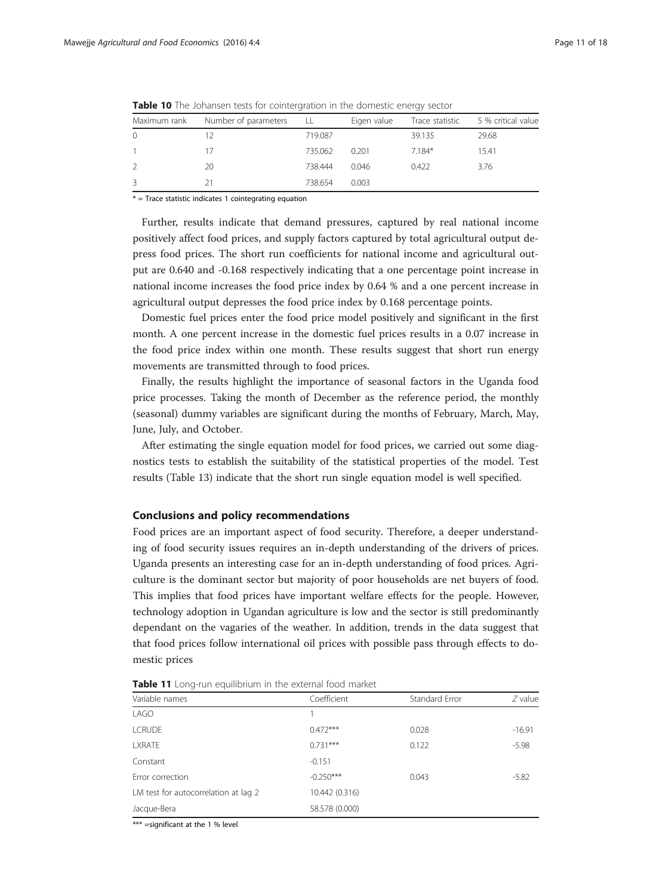**Table 10** The Johansen tests for cointergration in the domestic energy sector

| Maximum rank | Number of parameters | LL | Eigen value | Trace statistic | 5 % critical value |
|---|---|---|---|---|---|
| 0 | 12 | 719.087 | | 39.135 | 29.68 |
| 1 | 17 | 735.062 | 0.201 | 7.184* | 15.41 |
| 2 | 20 | 738.444 | 0.046 | 0.422 | 3.76 |
| 3 | 21 | 738.654 | 0.003 | | |

* = Trace statistic indicates 1 cointegrating equation

Further, results indicate that demand pressures, captured by real national income positively affect food prices, and supply factors captured by total agricultural output depress food prices. The short run coefficients for national income and agricultural output are 0.640 and -0.168 respectively indicating that a one percentage point increase in national income increases the food price index by 0.64 % and a one percent increase in agricultural output depresses the food price index by 0.168 percentage points.

Domestic fuel prices enter the food price model positively and significant in the first month. A one percent increase in the domestic fuel prices results in a 0.07 increase in the food price index within one month. These results suggest that short run energy movements are transmitted through to food prices.

Finally, the results highlight the importance of seasonal factors in the Uganda food price processes. Taking the month of December as the reference period, the monthly (seasonal) dummy variables are significant during the months of February, March, May, June, July, and October.

After estimating the single equation model for food prices, we carried out some diagnostics tests to establish the suitability of the statistical properties of the model. Test results (Table 13) indicate that the short run single equation model is well specified.

## Conclusions and policy recommendations

Food prices are an important aspect of food security. Therefore, a deeper understanding of food security issues requires an in-depth understanding of the drivers of prices. Uganda presents an interesting case for an in-depth understanding of food prices. Agriculture is the dominant sector but majority of poor households are net buyers of food. This implies that food prices have important welfare effects for the people. However, technology adoption in Ugandan agriculture is low and the sector is still predominantly dependant on the vagaries of the weather. In addition, trends in the data suggest that that food prices follow international oil prices with possible pass through effects to domestic prices

**Table 11** Long-run equilibrium in the external food market

| Variable names | Coefficient | Standard Error | *Z* value |
|---|---|---|---|
| LAGO | 1 | | |
| LCRUDE | 0.472*** | 0.028 | -16.91 |
| LXRATE | 0.731*** | 0.122 | -5.98 |
| Constant | -0.151 | | |
| Error correction | -0.250*** | 0.043 | -5.82 |
| LM test for autocorrelation at lag 2 | 10.442 (0.316) | | |
| Jacque-Bera | 58.578 (0.000) | | |

*** =significant at the 1 % level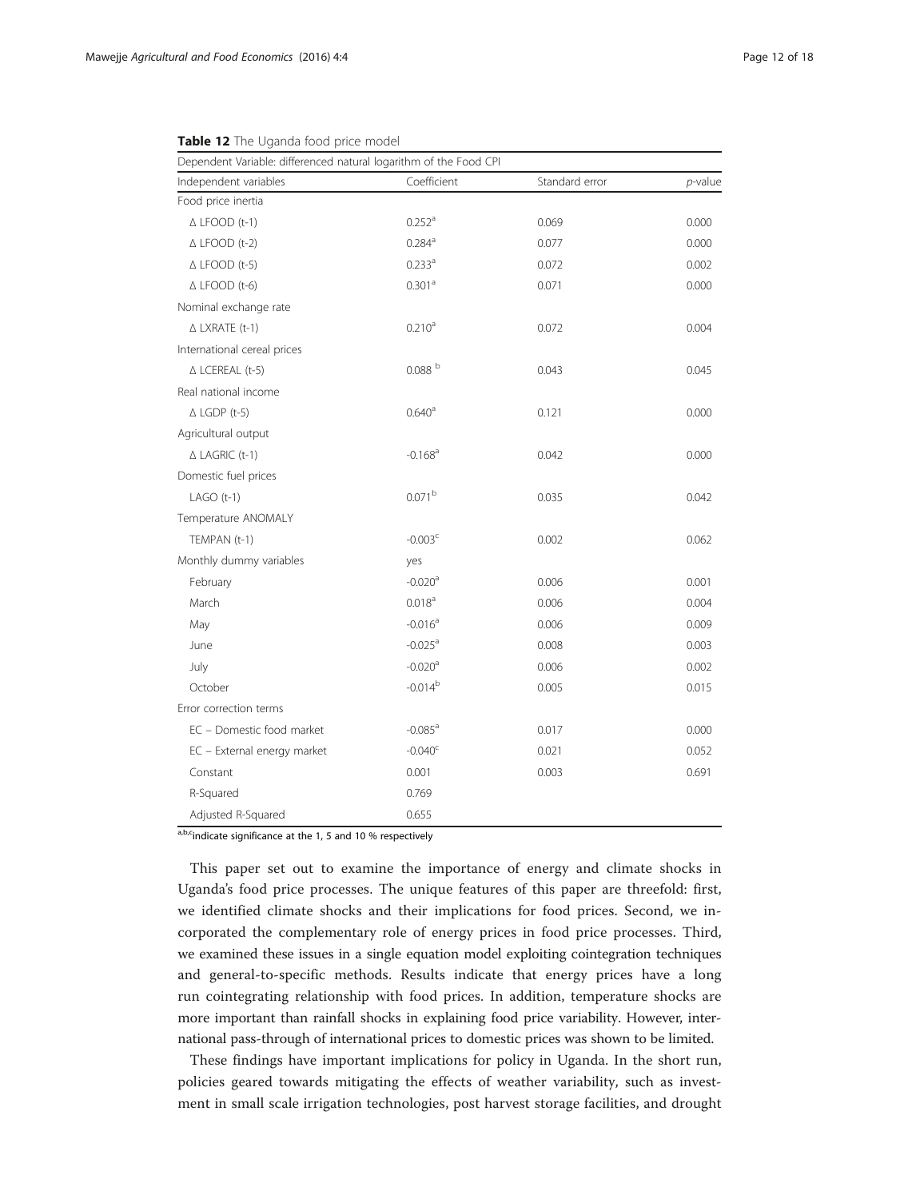**Table 12** The Uganda food price model

| Dependent Variable: differenced natural logarithm of the Food CPI | | | |
|---|---|---|---|
| Independent variables | Coefficient | Standard error | *p*-value |
| Food price inertia | | | |
| Δ LFOOD (t-1) | 0.252[a] | 0.069 | 0.000 |
| Δ LFOOD (t-2) | 0.284[a] | 0.077 | 0.000 |
| Δ LFOOD (t-5) | 0.233[a] | 0.072 | 0.002 |
| Δ LFOOD (t-6) | 0.301[a] | 0.071 | 0.000 |
| Nominal exchange rate | | | |
| Δ LXRATE (t-1) | 0.210[a] | 0.072 | 0.004 |
| International cereal prices | | | |
| Δ LCEREAL (t-5) | 0.088[b] | 0.043 | 0.045 |
| Real national income | | | |
| Δ LGDP (t-5) | 0.640[a] | 0.121 | 0.000 |
| Agricultural output | | | |
| Δ LAGRIC (t-1) | -0.168[a] | 0.042 | 0.000 |
| Domestic fuel prices | | | |
| LAGO (t-1) | 0.071[b] | 0.035 | 0.042 |
| Temperature ANOMALY | | | |
| TEMPAN (t-1) | -0.003[c] | 0.002 | 0.062 |
| Monthly dummy variables | yes | | |
| February | -0.020[a] | 0.006 | 0.001 |
| March | 0.018[a] | 0.006 | 0.004 |
| May | -0.016[a] | 0.006 | 0.009 |
| June | -0.025[a] | 0.008 | 0.003 |
| July | -0.020[a] | 0.006 | 0.002 |
| October | -0.014[b] | 0.005 | 0.015 |
| Error correction terms | | | |
| EC – Domestic food market | -0.085[a] | 0.017 | 0.000 |
| EC – External energy market | -0.040[c] | 0.021 | 0.052 |
| Constant | 0.001 | 0.003 | 0.691 |
| R-Squared | 0.769 | | |
| Adjusted R-Squared | 0.655 | | |

[a,b,c]indicate significance at the 1, 5 and 10 % respectively

This paper set out to examine the importance of energy and climate shocks in Uganda's food price processes. The unique features of this paper are threefold: first, we identified climate shocks and their implications for food prices. Second, we incorporated the complementary role of energy prices in food price processes. Third, we examined these issues in a single equation model exploiting cointegration techniques and general-to-specific methods. Results indicate that energy prices have a long run cointegrating relationship with food prices. In addition, temperature shocks are more important than rainfall shocks in explaining food price variability. However, international pass-through of international prices to domestic prices was shown to be limited.

These findings have important implications for policy in Uganda. In the short run, policies geared towards mitigating the effects of weather variability, such as investment in small scale irrigation technologies, post harvest storage facilities, and drought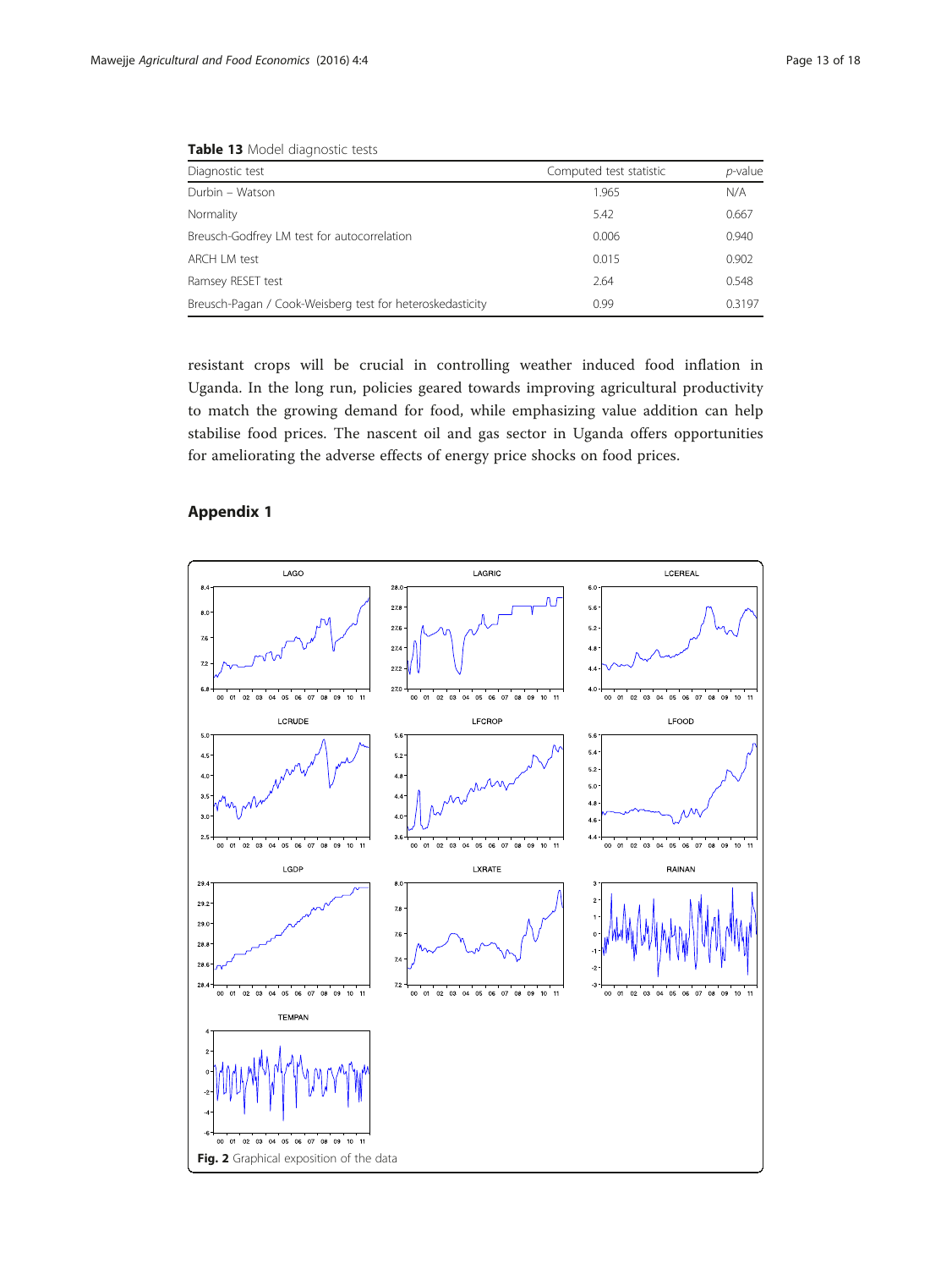**Table 13** Model diagnostic tests

| Diagnostic test | Computed test statistic | *p*-value |
|---|---|---|
| Durbin – Watson | 1.965 | N/A |
| Normality | 5.42 | 0.667 |
| Breusch-Godfrey LM test for autocorrelation | 0.006 | 0.940 |
| ARCH LM test | 0.015 | 0.902 |
| Ramsey RESET test | 2.64 | 0.548 |
| Breusch-Pagan / Cook-Weisberg test for heteroskedasticity | 0.99 | 0.3197 |

resistant crops will be crucial in controlling weather induced food inflation in Uganda. In the long run, policies geared towards improving agricultural productivity to match the growing demand for food, while emphasizing value addition can help stabilise food prices. The nascent oil and gas sector in Uganda offers opportunities for ameliorating the adverse effects of energy price shocks on food prices.

## Appendix 1

**Fig. 2** Graphical exposition of the data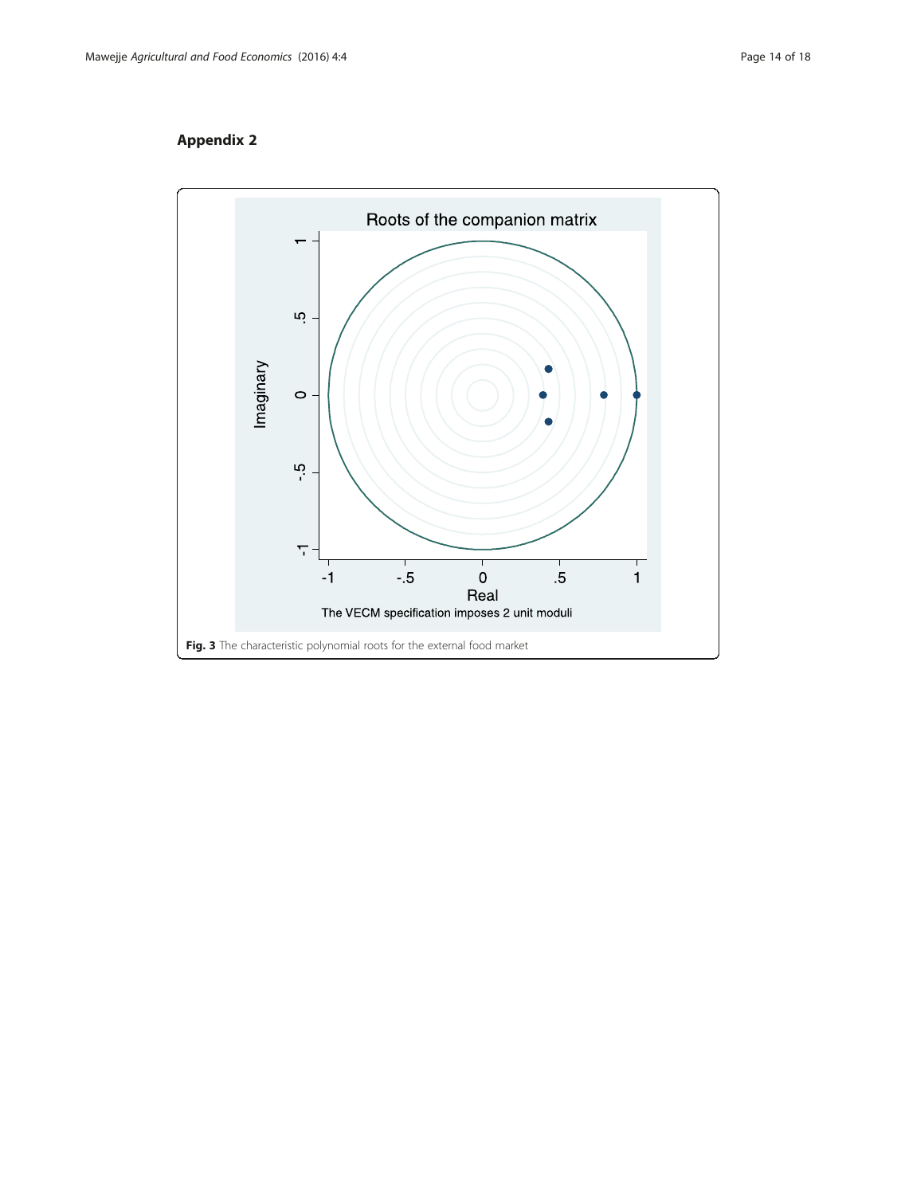## Appendix 2

Roots of the companion matrix

The VECM specification imposes 2 unit moduli

**Fig. 3** The characteristic polynomial roots for the external food market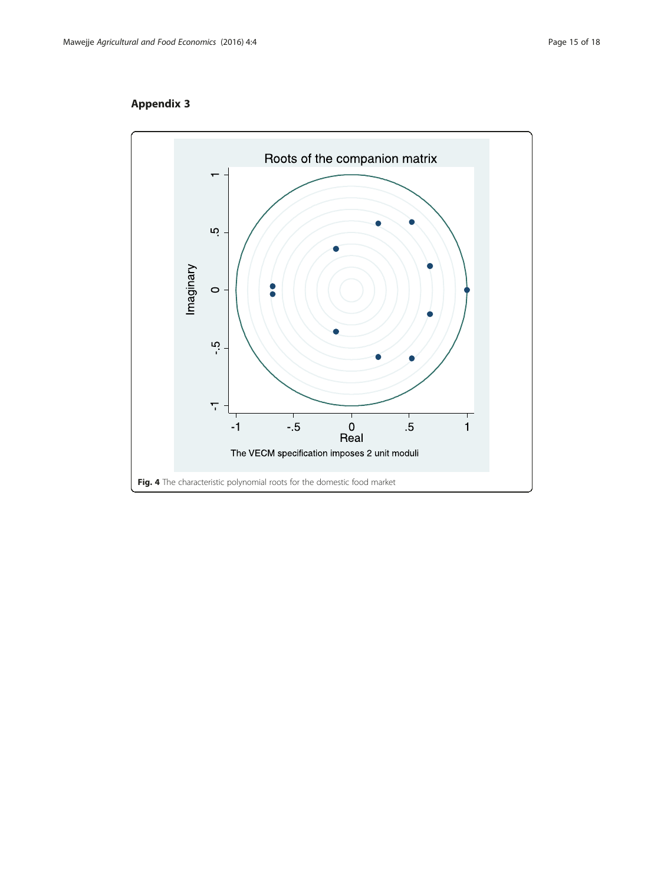## Appendix 3

Roots of the companion matrix

The VECM specification imposes 2 unit moduli

**Fig. 4** The characteristic polynomial roots for the domestic food market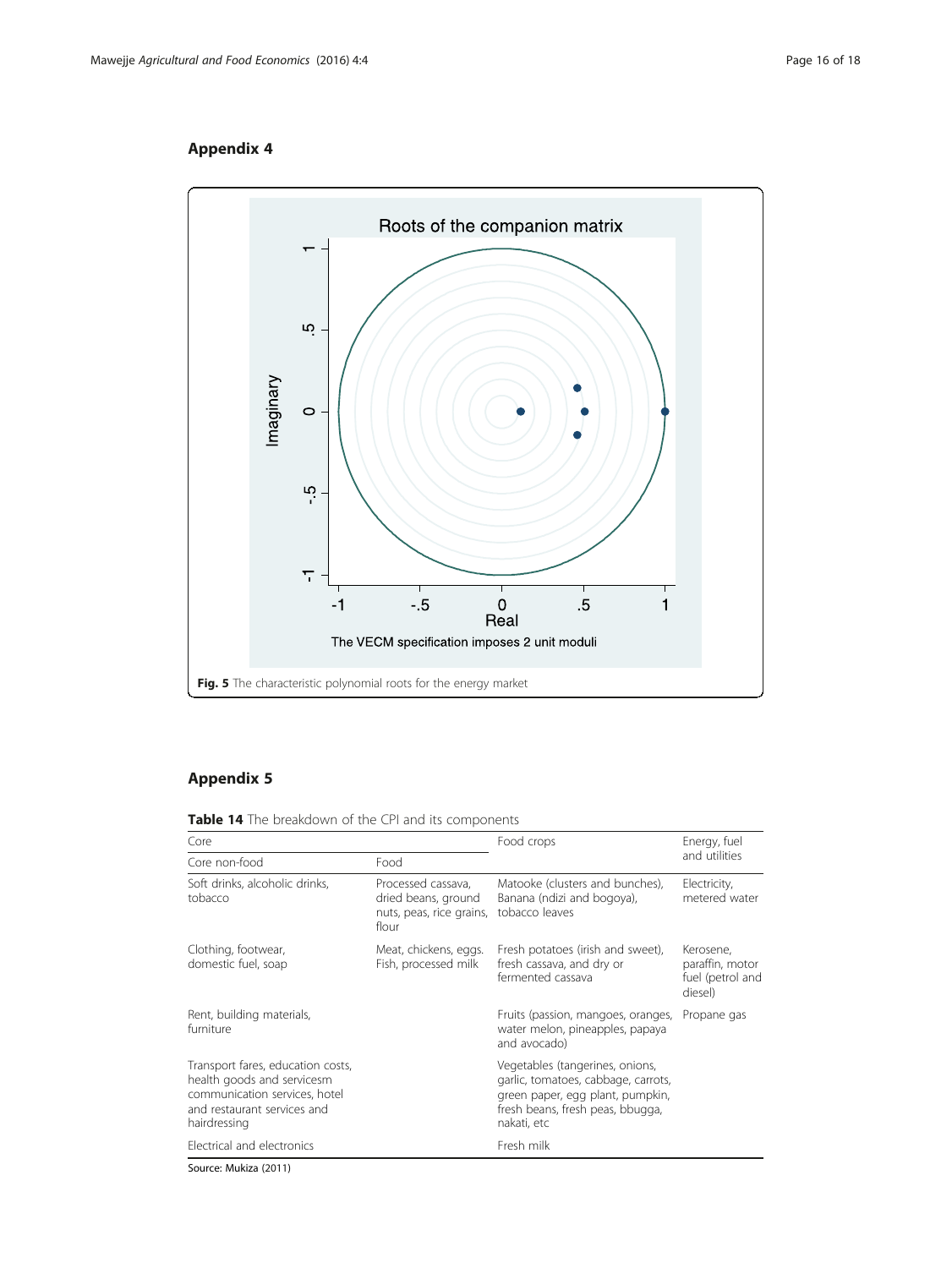## Appendix 4

Fig. 5 The characteristic polynomial roots for the energy market

## Appendix 5

**Table 14** The breakdown of the CPI and its components

| Core | | Food crops | Energy, fuel and utilities |
|---|---|---|---|
| Core non-food | Food | | |
| Soft drinks, alcoholic drinks, tobacco | Processed cassava, dried beans, ground nuts, peas, rice grains, flour | Matooke (clusters and bunches), Banana (ndizi and bogoya), tobacco leaves | Electricity, metered water |
| Clothing, footwear, domestic fuel, soap | Meat, chickens, eggs. Fish, processed milk | Fresh potatoes (irish and sweet), fresh cassava, and dry or fermented cassava | Kerosene, paraffin, motor fuel (petrol and diesel) |
| Rent, building materials, furniture | | Fruits (passion, mangoes, oranges, water melon, pineapples, papaya and avocado) | Propane gas |
| Transport fares, education costs, health goods and servicesm communication services, hotel and restaurant services and hairdressing | | Vegetables (tangerines, onions, garlic, tomatoes, cabbage, carrots, green paper, egg plant, pumpkin, fresh beans, fresh peas, bbugga, nakati, etc | |
| Electrical and electronics | | Fresh milk | |

Source: Mukiza (2011)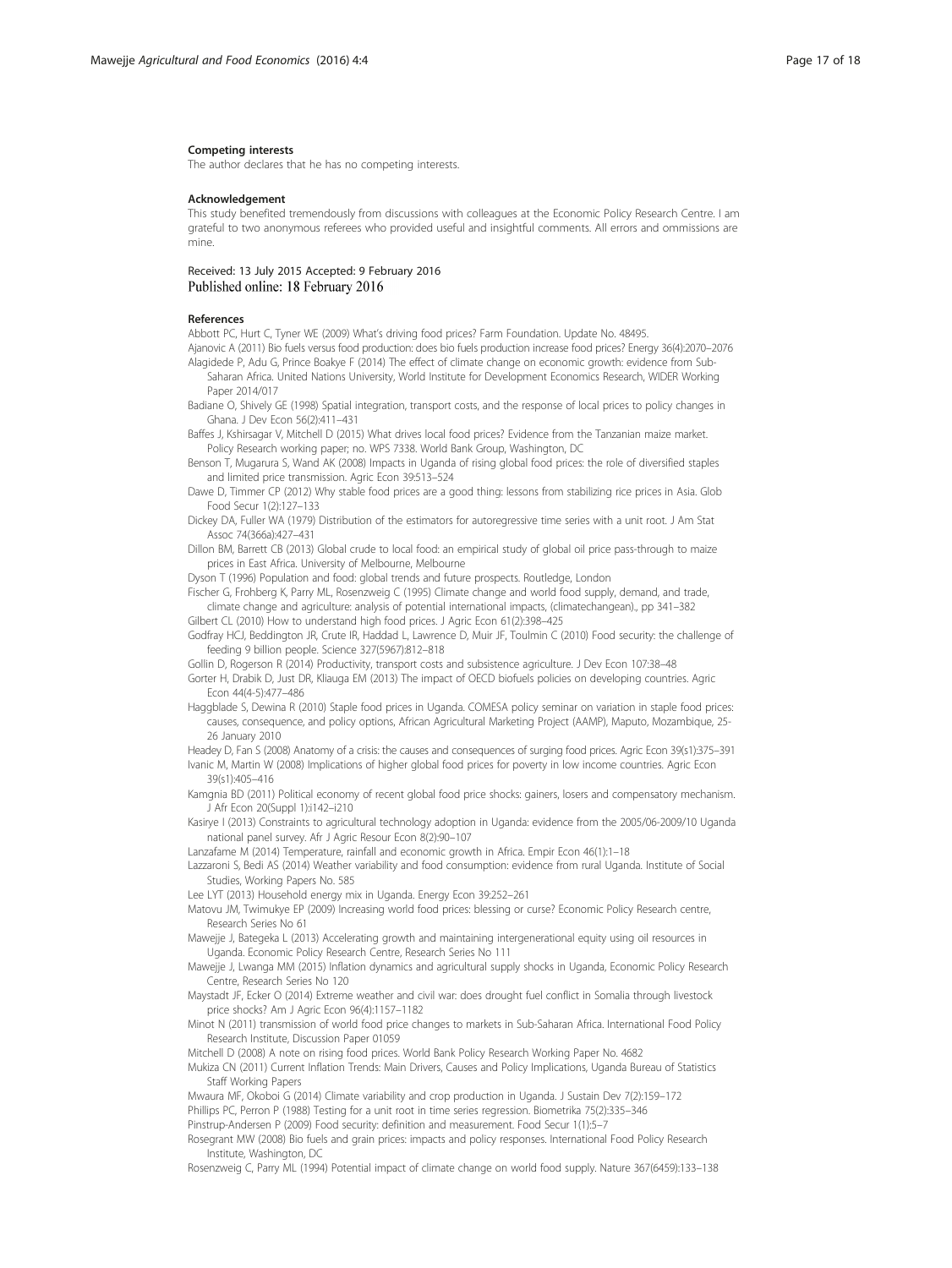#### Competing interests

The author declares that he has no competing interests.

#### Acknowledgement

This study benefited tremendously from discussions with colleagues at the Economic Policy Research Centre. I am grateful to two anonymous referees who provided useful and insightful comments. All errors and ommissions are mine.

Received: 13 July 2015 Accepted: 9 February 2016
Published online: 18 February 2016

#### References

Abbott PC, Hurt C, Tyner WE (2009) What's driving food prices? Farm Foundation. Update No. 48495.

Ajanovic A (2011) Bio fuels versus food production: does bio fuels production increase food prices? Energy 36(4):2070–2076

Alagidede P, Adu G, Prince Boakye F (2014) The effect of climate change on economic growth: evidence from Sub-Saharan Africa. United Nations University, World Institute for Development Economics Research, WIDER Working Paper 2014/017

Badiane O, Shively GE (1998) Spatial integration, transport costs, and the response of local prices to policy changes in Ghana. J Dev Econ 56(2):411–431

Baffes J, Kshirsagar V, Mitchell D (2015) What drives local food prices? Evidence from the Tanzanian maize market. Policy Research working paper; no. WPS 7338. World Bank Group, Washington, DC

Benson T, Mugarura S, Wand AK (2008) Impacts in Uganda of rising global food prices: the role of diversified staples and limited price transmission. Agric Econ 39:513–524

Dawe D, Timmer CP (2012) Why stable food prices are a good thing: lessons from stabilizing rice prices in Asia. Glob Food Secur 1(2):127–133

Dickey DA, Fuller WA (1979) Distribution of the estimators for autoregressive time series with a unit root. J Am Stat Assoc 74(366a):427–431

Dillon BM, Barrett CB (2013) Global crude to local food: an empirical study of global oil price pass-through to maize prices in East Africa. University of Melbourne, Melbourne

Dyson T (1996) Population and food: global trends and future prospects. Routledge, London

Fischer G, Frohberg K, Parry ML, Rosenzweig C (1995) Climate change and world food supply, demand, and trade, climate change and agriculture: analysis of potential international impacts, (climatechangean)., pp 341–382

Gilbert CL (2010) How to understand high food prices. J Agric Econ 61(2):398–425

Godfray HCJ, Beddington JR, Crute IR, Haddad L, Lawrence D, Muir JF, Toulmin C (2010) Food security: the challenge of feeding 9 billion people. Science 327(5967):812–818

Gollin D, Rogerson R (2014) Productivity, transport costs and subsistence agriculture. J Dev Econ 107:38–48

Gorter H, Drabik D, Just DR, Kliauga EM (2013) The impact of OECD biofuels policies on developing countries. Agric Econ 44(4-5):477–486

Haggblade S, Dewina R (2010) Staple food prices in Uganda. COMESA policy seminar on variation in staple food prices: causes, consequence, and policy options, African Agricultural Marketing Project (AAMP), Maputo, Mozambique, 25-26 January 2010

Headey D, Fan S (2008) Anatomy of a crisis: the causes and consequences of surging food prices. Agric Econ 39(s1):375–391

Ivanic M, Martin W (2008) Implications of higher global food prices for poverty in low income countries. Agric Econ 39(s1):405–416

Kamgnia BD (2011) Political economy of recent global food price shocks: gainers, losers and compensatory mechanism. J Afr Econ 20(Suppl 1):i142–i210

Kasirye I (2013) Constraints to agricultural technology adoption in Uganda: evidence from the 2005/06-2009/10 Uganda national panel survey. Afr J Agric Resour Econ 8(2):90–107

Lanzafame M (2014) Temperature, rainfall and economic growth in Africa. Empir Econ 46(1):1–18

Lazzaroni S, Bedi AS (2014) Weather variability and food consumption: evidence from rural Uganda. Institute of Social Studies, Working Papers No. 585

Lee LYT (2013) Household energy mix in Uganda. Energy Econ 39:252–261

Matovu JM, Twimukye EP (2009) Increasing world food prices: blessing or curse? Economic Policy Research centre, Research Series No 61

Mawejje J, Bategeka L (2013) Accelerating growth and maintaining intergenerational equity using oil resources in Uganda. Economic Policy Research Centre, Research Series No 111

Mawejje J, Lwanga MM (2015) Inflation dynamics and agricultural supply shocks in Uganda, Economic Policy Research Centre, Research Series No 120

Maystadt JF, Ecker O (2014) Extreme weather and civil war: does drought fuel conflict in Somalia through livestock price shocks? Am J Agric Econ 96(4):1157–1182

Minot N (2011) transmission of world food price changes to markets in Sub-Saharan Africa. International Food Policy Research Institute, Discussion Paper 01059

Mitchell D (2008) A note on rising food prices. World Bank Policy Research Working Paper No. 4682

Mukiza CN (2011) Current Inflation Trends: Main Drivers, Causes and Policy Implications, Uganda Bureau of Statistics Staff Working Papers

Mwaura MF, Okoboi G (2014) Climate variability and crop production in Uganda. J Sustain Dev 7(2):159–172

Phillips PC, Perron P (1988) Testing for a unit root in time series regression. Biometrika 75(2):335–346

Pinstrup-Andersen P (2009) Food security: definition and measurement. Food Secur 1(1):5–7

Rosegrant MW (2008) Bio fuels and grain prices: impacts and policy responses. International Food Policy Research Institute, Washington, DC

Rosenzweig C, Parry ML (1994) Potential impact of climate change on world food supply. Nature 367(6459):133–138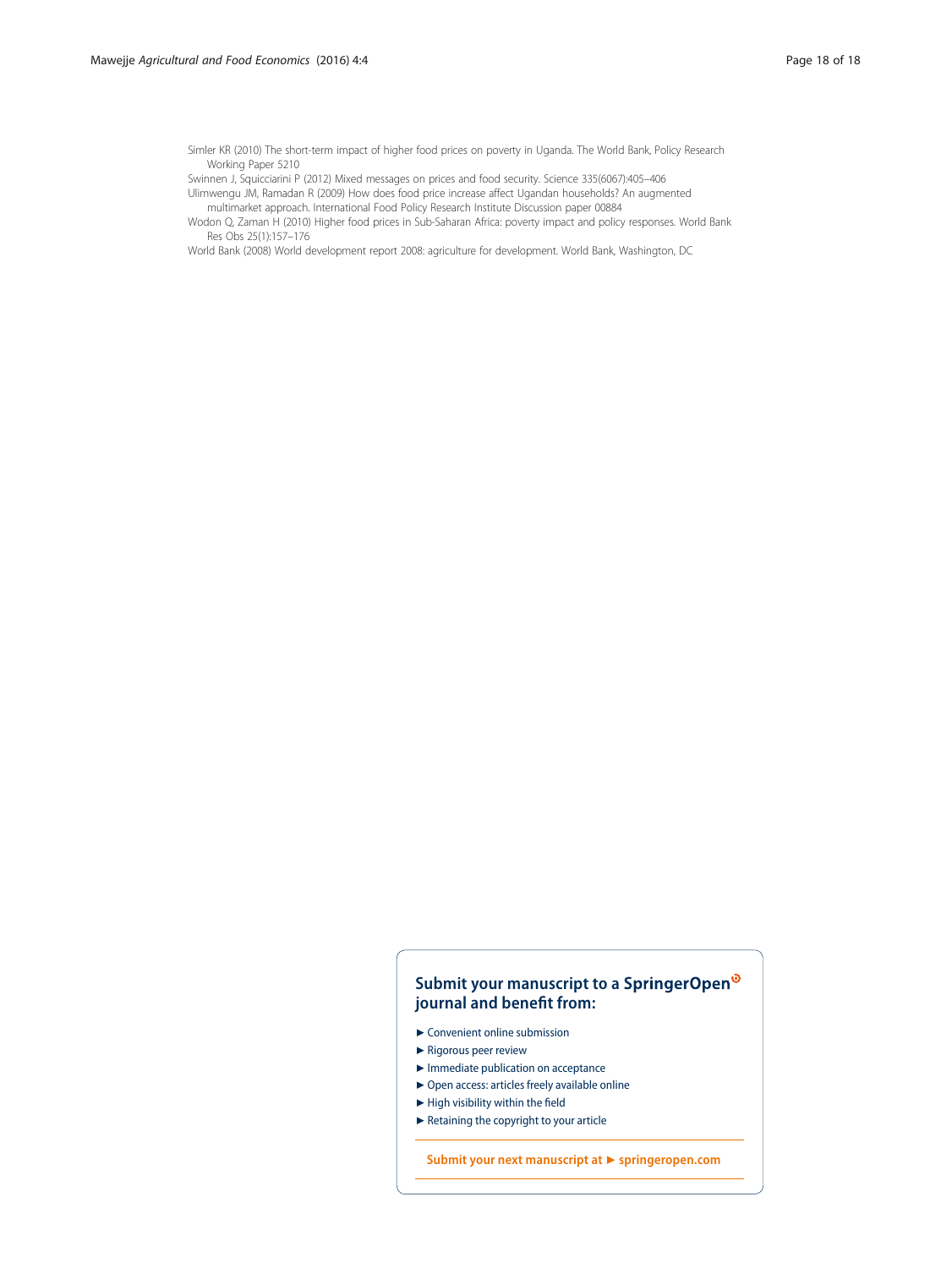Simler KR (2010) The short-term impact of higher food prices on poverty in Uganda. The World Bank, Policy Research Working Paper 5210

Swinnen J, Squicciarini P (2012) Mixed messages on prices and food security. Science 335(6067):405–406

Ulimwengu JM, Ramadan R (2009) How does food price increase affect Ugandan households? An augmented multimarket approach. International Food Policy Research Institute Discussion paper 00884

Wodon Q, Zaman H (2010) Higher food prices in Sub-Saharan Africa: poverty impact and policy responses. World Bank Res Obs 25(1):157–176

World Bank (2008) World development report 2008: agriculture for development. World Bank, Washington, DC

**Submit your manuscript to a SpringerOpen journal and benefit from:**

- ► Convenient online submission
- ► Rigorous peer review
- ► Immediate publication on acceptance
- ► Open access: articles freely available online
- ► High visibility within the field
- ► Retaining the copyright to your article

**Submit your next manuscript at ► springeropen.com**